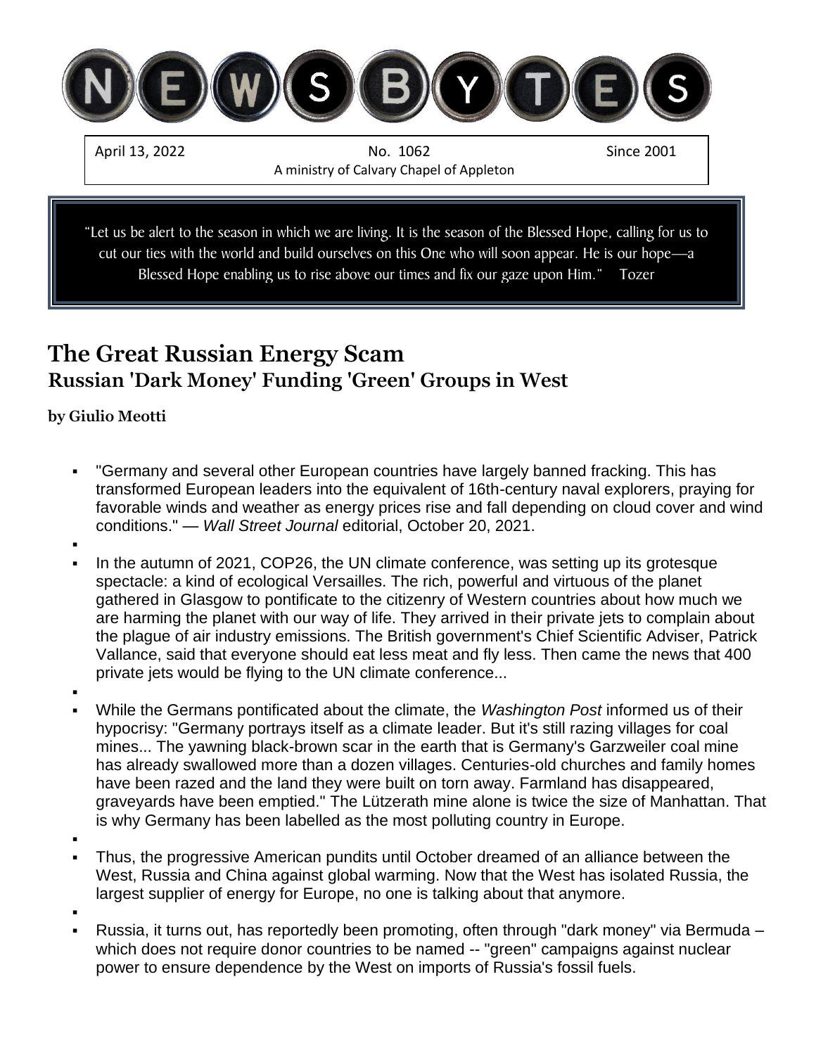# NEWSBYTES

April 13, 2022 — No. 1062 — Since 2001

A ministry of Calvary Chapel of Appleton

> "Let us be alert to the season in which we are living. It is the season of the Blessed Hope, calling for us to cut our ties with the world and build ourselves on this One who will soon appear. He is our hope—a Blessed Hope enabling us to rise above our times and fix our gaze upon Him." Tozer

## The Great Russian Energy Scam

### Russian 'Dark Money' Funding 'Green' Groups in West

**by Giulio Meotti**

- "Germany and several other European countries have largely banned fracking. This has transformed European leaders into the equivalent of 16th-century naval explorers, praying for favorable winds and weather as energy prices rise and fall depending on cloud cover and wind conditions." — *Wall Street Journal* editorial, October 20, 2021.
- In the autumn of 2021, COP26, the UN climate conference, was setting up its grotesque spectacle: a kind of ecological Versailles. The rich, powerful and virtuous of the planet gathered in Glasgow to pontificate to the citizenry of Western countries about how much we are harming the planet with our way of life. They arrived in their private jets to complain about the plague of air industry emissions. The British government's Chief Scientific Adviser, Patrick Vallance, said that everyone should eat less meat and fly less. Then came the news that 400 private jets would be flying to the UN climate conference...
- While the Germans pontificated about the climate, the *Washington Post* informed us of their hypocrisy: "Germany portrays itself as a climate leader. But it's still razing villages for coal mines... The yawning black-brown scar in the earth that is Germany's Garzweiler coal mine has already swallowed more than a dozen villages. Centuries-old churches and family homes have been razed and the land they were built on torn away. Farmland has disappeared, graveyards have been emptied." The Lützerath mine alone is twice the size of Manhattan. That is why Germany has been labelled as the most polluting country in Europe.
- Thus, the progressive American pundits until October dreamed of an alliance between the West, Russia and China against global warming. Now that the West has isolated Russia, the largest supplier of energy for Europe, no one is talking about that anymore.
- Russia, it turns out, has reportedly been promoting, often through "dark money" via Bermuda – which does not require donor countries to be named -- "green" campaigns against nuclear power to ensure dependence by the West on imports of Russia's fossil fuels.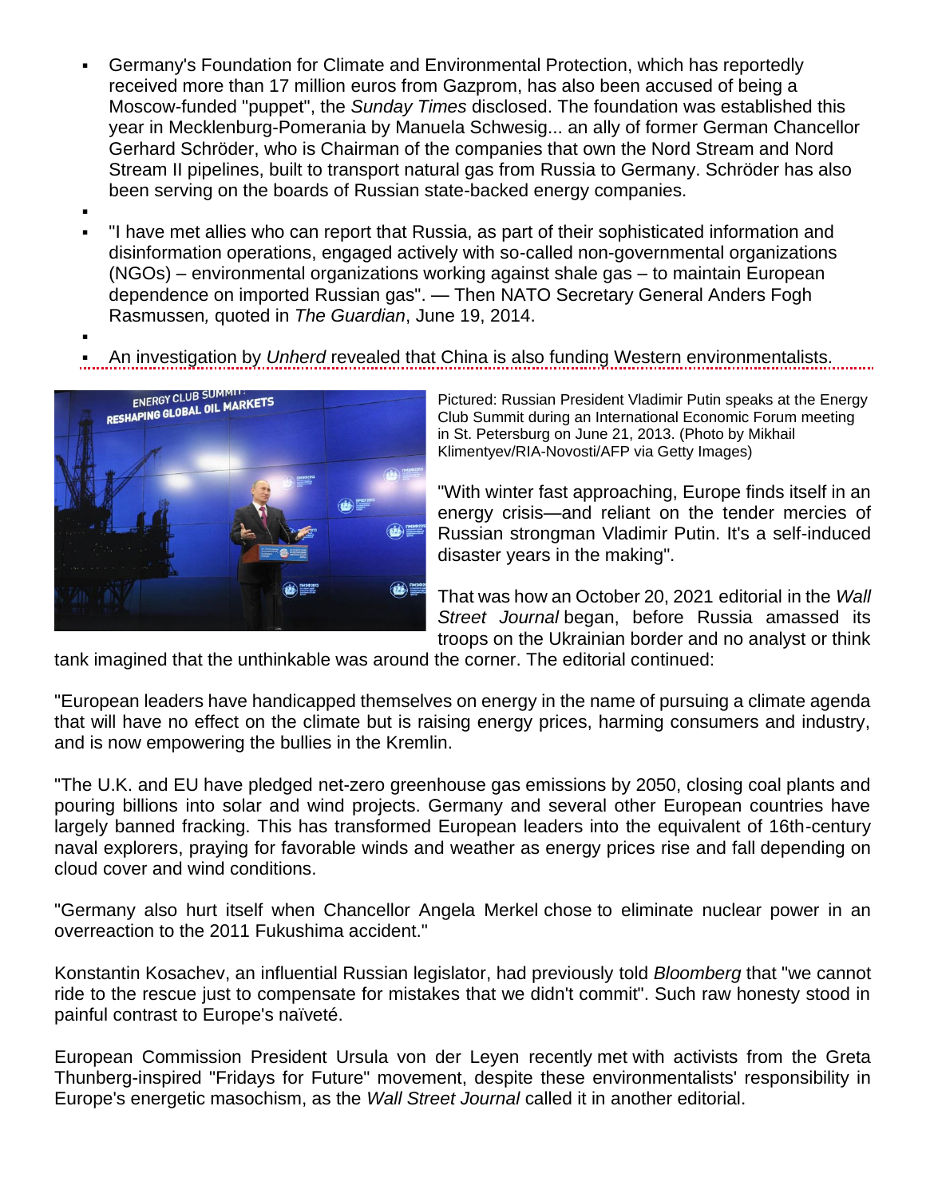- Germany's Foundation for Climate and Environmental Protection, which has reportedly received more than 17 million euros from Gazprom, has also been accused of being a Moscow-funded "puppet", the *Sunday Times* disclosed. The foundation was established this year in Mecklenburg-Pomerania by Manuela Schwesig... an ally of former German Chancellor Gerhard Schröder, who is Chairman of the companies that own the Nord Stream and Nord Stream II pipelines, built to transport natural gas from Russia to Germany. Schröder has also been serving on the boards of Russian state-backed energy companies.
- "I have met allies who can report that Russia, as part of their sophisticated information and disinformation operations, engaged actively with so-called non-governmental organizations (NGOs) – environmental organizations working against shale gas – to maintain European dependence on imported Russian gas". — Then NATO Secretary General Anders Fogh Rasmussen, quoted in *The Guardian*, June 19, 2014.
- An investigation by *Unherd* revealed that China is also funding Western environmentalists.

Pictured: Russian President Vladimir Putin speaks at the Energy Club Summit during an International Economic Forum meeting in St. Petersburg on June 21, 2013. (Photo by Mikhail Klimentyev/RIA-Novosti/AFP via Getty Images)

"With winter fast approaching, Europe finds itself in an energy crisis—and reliant on the tender mercies of Russian strongman Vladimir Putin. It's a self-induced disaster years in the making".

That was how an October 20, 2021 editorial in the *Wall Street Journal* began, before Russia amassed its troops on the Ukrainian border and no analyst or think tank imagined that the unthinkable was around the corner. The editorial continued:

"European leaders have handicapped themselves on energy in the name of pursuing a climate agenda that will have no effect on the climate but is raising energy prices, harming consumers and industry, and is now empowering the bullies in the Kremlin.

"The U.K. and EU have pledged net-zero greenhouse gas emissions by 2050, closing coal plants and pouring billions into solar and wind projects. Germany and several other European countries have largely banned fracking. This has transformed European leaders into the equivalent of 16th-century naval explorers, praying for favorable winds and weather as energy prices rise and fall depending on cloud cover and wind conditions.

"Germany also hurt itself when Chancellor Angela Merkel chose to eliminate nuclear power in an overreaction to the 2011 Fukushima accident."

Konstantin Kosachev, an influential Russian legislator, had previously told *Bloomberg* that "we cannot ride to the rescue just to compensate for mistakes that we didn't commit". Such raw honesty stood in painful contrast to Europe's naïveté.

European Commission President Ursula von der Leyen recently met with activists from the Greta Thunberg-inspired "Fridays for Future" movement, despite these environmentalists' responsibility in Europe's energetic masochism, as the *Wall Street Journal* called it in another editorial.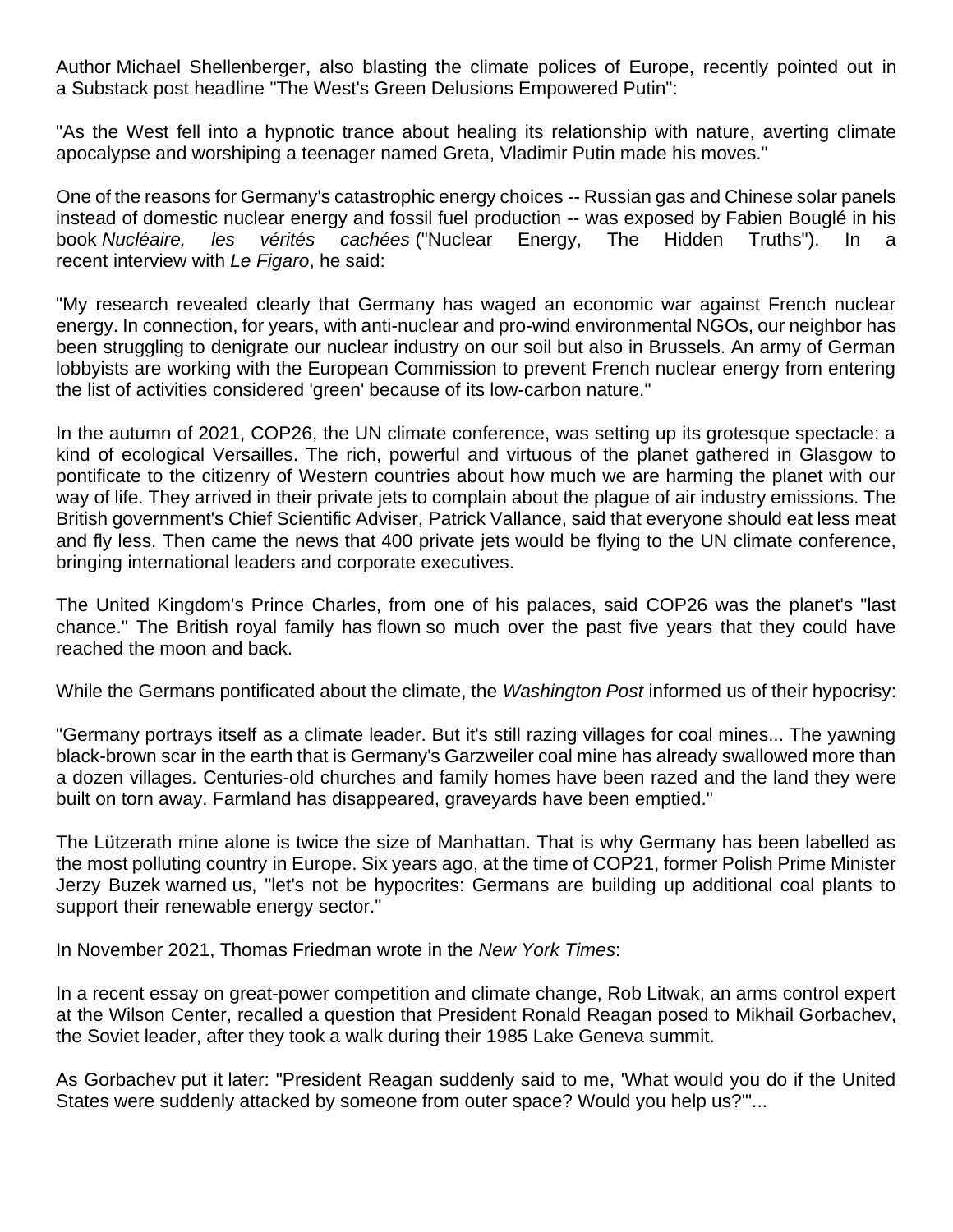Author Michael Shellenberger, also blasting the climate polices of Europe, recently pointed out in a Substack post headline "The West's Green Delusions Empowered Putin":

"As the West fell into a hypnotic trance about healing its relationship with nature, averting climate apocalypse and worshiping a teenager named Greta, Vladimir Putin made his moves."

One of the reasons for Germany's catastrophic energy choices -- Russian gas and Chinese solar panels instead of domestic nuclear energy and fossil fuel production -- was exposed by Fabien Bouglé in his book *Nucléaire, les vérités cachées* ("Nuclear Energy, The Hidden Truths"). In a recent interview with *Le Figaro*, he said:

"My research revealed clearly that Germany has waged an economic war against French nuclear energy. In connection, for years, with anti-nuclear and pro-wind environmental NGOs, our neighbor has been struggling to denigrate our nuclear industry on our soil but also in Brussels. An army of German lobbyists are working with the European Commission to prevent French nuclear energy from entering the list of activities considered 'green' because of its low-carbon nature."

In the autumn of 2021, COP26, the UN climate conference, was setting up its grotesque spectacle: a kind of ecological Versailles. The rich, powerful and virtuous of the planet gathered in Glasgow to pontificate to the citizenry of Western countries about how much we are harming the planet with our way of life. They arrived in their private jets to complain about the plague of air industry emissions. The British government's Chief Scientific Adviser, Patrick Vallance, said that everyone should eat less meat and fly less. Then came the news that 400 private jets would be flying to the UN climate conference, bringing international leaders and corporate executives.

The United Kingdom's Prince Charles, from one of his palaces, said COP26 was the planet's "last chance." The British royal family has flown so much over the past five years that they could have reached the moon and back.

While the Germans pontificated about the climate, the *Washington Post* informed us of their hypocrisy:

"Germany portrays itself as a climate leader. But it's still razing villages for coal mines... The yawning black-brown scar in the earth that is Germany's Garzweiler coal mine has already swallowed more than a dozen villages. Centuries-old churches and family homes have been razed and the land they were built on torn away. Farmland has disappeared, graveyards have been emptied."

The Lützerath mine alone is twice the size of Manhattan. That is why Germany has been labelled as the most polluting country in Europe. Six years ago, at the time of COP21, former Polish Prime Minister Jerzy Buzek warned us, "let's not be hypocrites: Germans are building up additional coal plants to support their renewable energy sector."

In November 2021, Thomas Friedman wrote in the *New York Times*:

In a recent essay on great-power competition and climate change, Rob Litwak, an arms control expert at the Wilson Center, recalled a question that President Ronald Reagan posed to Mikhail Gorbachev, the Soviet leader, after they took a walk during their 1985 Lake Geneva summit.

As Gorbachev put it later: "President Reagan suddenly said to me, 'What would you do if the United States were suddenly attacked by someone from outer space? Would you help us?'"...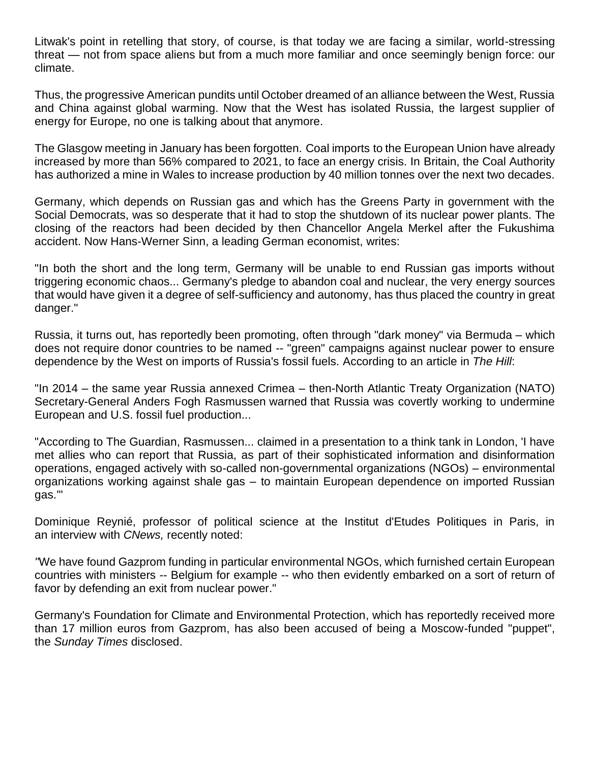Litwak's point in retelling that story, of course, is that today we are facing a similar, world-stressing threat — not from space aliens but from a much more familiar and once seemingly benign force: our climate.

Thus, the progressive American pundits until October dreamed of an alliance between the West, Russia and China against global warming. Now that the West has isolated Russia, the largest supplier of energy for Europe, no one is talking about that anymore.

The Glasgow meeting in January has been forgotten. Coal imports to the European Union have already increased by more than 56% compared to 2021, to face an energy crisis. In Britain, the Coal Authority has authorized a mine in Wales to increase production by 40 million tonnes over the next two decades.

Germany, which depends on Russian gas and which has the Greens Party in government with the Social Democrats, was so desperate that it had to stop the shutdown of its nuclear power plants. The closing of the reactors had been decided by then Chancellor Angela Merkel after the Fukushima accident. Now Hans-Werner Sinn, a leading German economist, writes:

"In both the short and the long term, Germany will be unable to end Russian gas imports without triggering economic chaos... Germany's pledge to abandon coal and nuclear, the very energy sources that would have given it a degree of self-sufficiency and autonomy, has thus placed the country in great danger."

Russia, it turns out, has reportedly been promoting, often through "dark money" via Bermuda – which does not require donor countries to be named -- "green" campaigns against nuclear power to ensure dependence by the West on imports of Russia's fossil fuels. According to an article in *The Hill*:

"In 2014 – the same year Russia annexed Crimea – then-North Atlantic Treaty Organization (NATO) Secretary-General Anders Fogh Rasmussen warned that Russia was covertly working to undermine European and U.S. fossil fuel production...

"According to The Guardian, Rasmussen... claimed in a presentation to a think tank in London, 'I have met allies who can report that Russia, as part of their sophisticated information and disinformation operations, engaged actively with so-called non-governmental organizations (NGOs) – environmental organizations working against shale gas – to maintain European dependence on imported Russian gas.'"

Dominique Reynié, professor of political science at the Institut d'Etudes Politiques in Paris, in an interview with *CNews,* recently noted:

*"*We have found Gazprom funding in particular environmental NGOs, which furnished certain European countries with ministers -- Belgium for example -- who then evidently embarked on a sort of return of favor by defending an exit from nuclear power."

Germany's Foundation for Climate and Environmental Protection, which has reportedly received more than 17 million euros from Gazprom, has also been accused of being a Moscow-funded "puppet", the *Sunday Times* disclosed.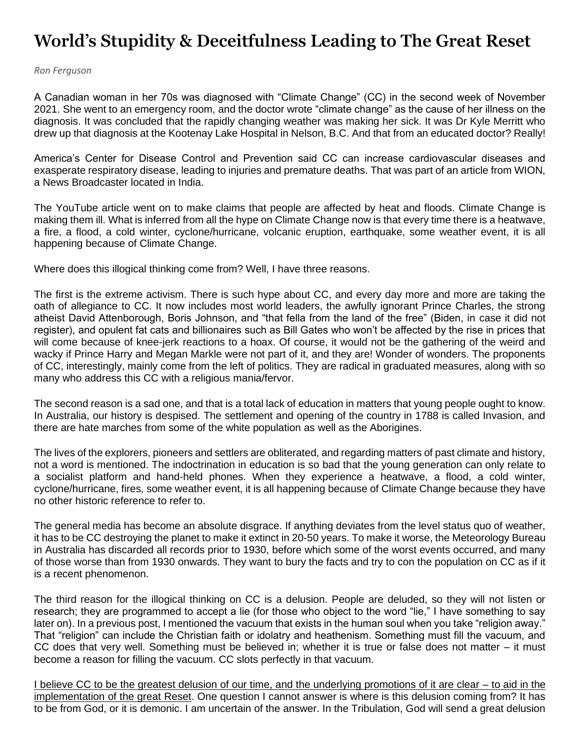# World's Stupidity & Deceitfulness Leading to The Great Reset

*Ron Ferguson*

A Canadian woman in her 70s was diagnosed with "Climate Change" (CC) in the second week of November 2021. She went to an emergency room, and the doctor wrote "climate change" as the cause of her illness on the diagnosis. It was concluded that the rapidly changing weather was making her sick. It was Dr Kyle Merritt who drew up that diagnosis at the Kootenay Lake Hospital in Nelson, B.C. And that from an educated doctor? Really!

America's Center for Disease Control and Prevention said CC can increase cardiovascular diseases and exasperate respiratory disease, leading to injuries and premature deaths. That was part of an article from WION, a News Broadcaster located in India.

The YouTube article went on to make claims that people are affected by heat and floods. Climate Change is making them ill. What is inferred from all the hype on Climate Change now is that every time there is a heatwave, a fire, a flood, a cold winter, cyclone/hurricane, volcanic eruption, earthquake, some weather event, it is all happening because of Climate Change.

Where does this illogical thinking come from? Well, I have three reasons.

The first is the extreme activism. There is such hype about CC, and every day more and more are taking the oath of allegiance to CC. It now includes most world leaders, the awfully ignorant Prince Charles, the strong atheist David Attenborough, Boris Johnson, and "that fella from the land of the free" (Biden, in case it did not register), and opulent fat cats and billionaires such as Bill Gates who won't be affected by the rise in prices that will come because of knee-jerk reactions to a hoax. Of course, it would not be the gathering of the weird and wacky if Prince Harry and Megan Markle were not part of it, and they are! Wonder of wonders. The proponents of CC, interestingly, mainly come from the left of politics. They are radical in graduated measures, along with so many who address this CC with a religious mania/fervor.

The second reason is a sad one, and that is a total lack of education in matters that young people ought to know. In Australia, our history is despised. The settlement and opening of the country in 1788 is called Invasion, and there are hate marches from some of the white population as well as the Aborigines.

The lives of the explorers, pioneers and settlers are obliterated, and regarding matters of past climate and history, not a word is mentioned. The indoctrination in education is so bad that the young generation can only relate to a socialist platform and hand-held phones. When they experience a heatwave, a flood, a cold winter, cyclone/hurricane, fires, some weather event, it is all happening because of Climate Change because they have no other historic reference to refer to.

The general media has become an absolute disgrace. If anything deviates from the level status quo of weather, it has to be CC destroying the planet to make it extinct in 20-50 years. To make it worse, the Meteorology Bureau in Australia has discarded all records prior to 1930, before which some of the worst events occurred, and many of those worse than from 1930 onwards. They want to bury the facts and try to con the population on CC as if it is a recent phenomenon.

The third reason for the illogical thinking on CC is a delusion. People are deluded, so they will not listen or research; they are programmed to accept a lie (for those who object to the word "lie," I have something to say later on). In a previous post, I mentioned the vacuum that exists in the human soul when you take "religion away." That "religion" can include the Christian faith or idolatry and heathenism. Something must fill the vacuum, and CC does that very well. Something must be believed in; whether it is true or false does not matter – it must become a reason for filling the vacuum. CC slots perfectly in that vacuum.

<u>I believe CC to be the greatest delusion of our time, and the underlying promotions of it are clear – to aid in the implementation of the great Reset</u>. One question I cannot answer is where is this delusion coming from? It has to be from God, or it is demonic. I am uncertain of the answer. In the Tribulation, God will send a great delusion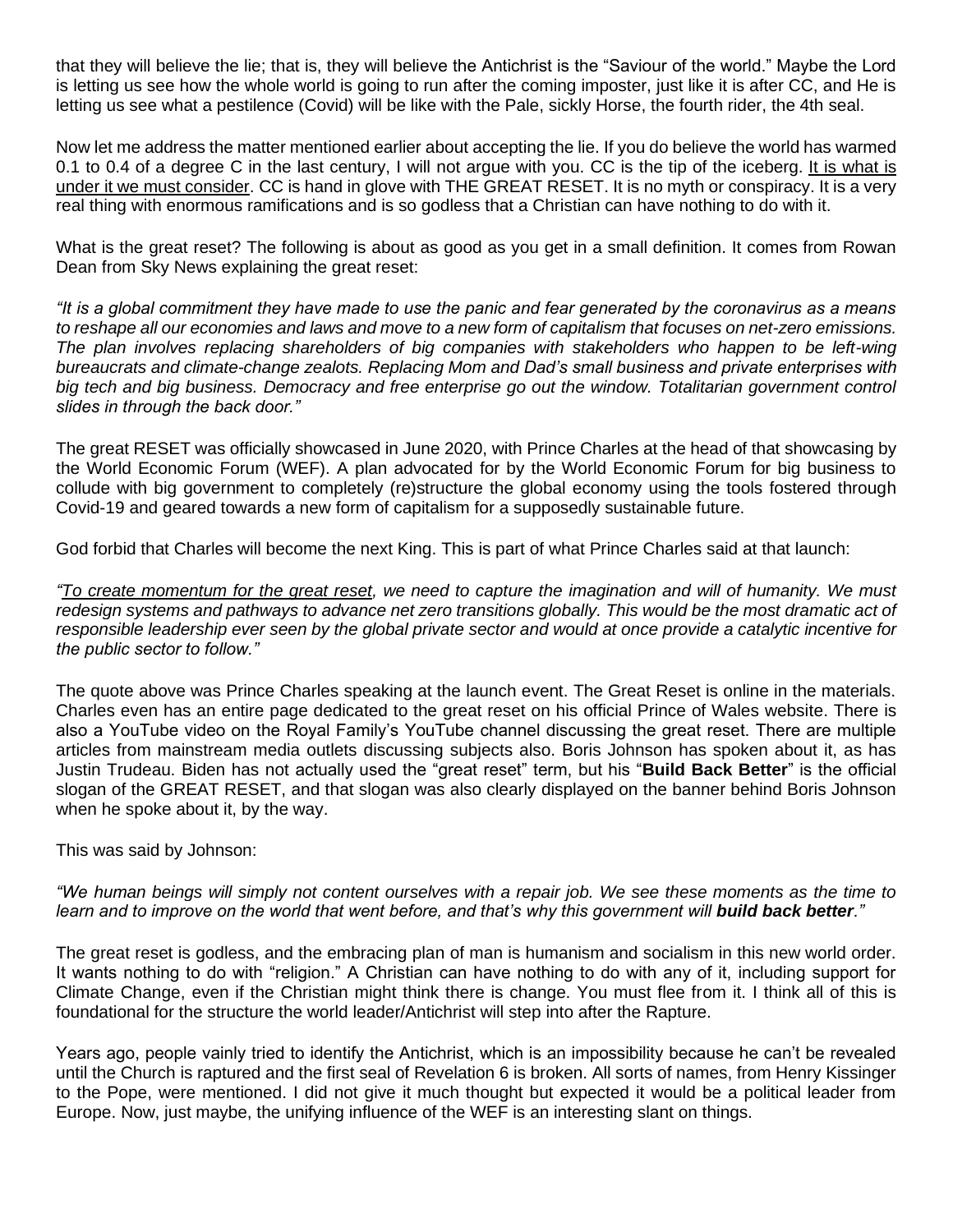that they will believe the lie; that is, they will believe the Antichrist is the "Saviour of the world." Maybe the Lord is letting us see how the whole world is going to run after the coming imposter, just like it is after CC, and He is letting us see what a pestilence (Covid) will be like with the Pale, sickly Horse, the fourth rider, the 4th seal.

Now let me address the matter mentioned earlier about accepting the lie. If you do believe the world has warmed 0.1 to 0.4 of a degree C in the last century, I will not argue with you. CC is the tip of the iceberg. <u>It is what is under it we must consider</u>. CC is hand in glove with THE GREAT RESET. It is no myth or conspiracy. It is a very real thing with enormous ramifications and is so godless that a Christian can have nothing to do with it.

What is the great reset? The following is about as good as you get in a small definition. It comes from Rowan Dean from Sky News explaining the great reset:

*"It is a global commitment they have made to use the panic and fear generated by the coronavirus as a means to reshape all our economies and laws and move to a new form of capitalism that focuses on net-zero emissions. The plan involves replacing shareholders of big companies with stakeholders who happen to be left-wing bureaucrats and climate-change zealots. Replacing Mom and Dad's small business and private enterprises with big tech and big business. Democracy and free enterprise go out the window. Totalitarian government control slides in through the back door."*

The great RESET was officially showcased in June 2020, with Prince Charles at the head of that showcasing by the World Economic Forum (WEF). A plan advocated for by the World Economic Forum for big business to collude with big government to completely (re)structure the global economy using the tools fostered through Covid-19 and geared towards a new form of capitalism for a supposedly sustainable future.

God forbid that Charles will become the next King. This is part of what Prince Charles said at that launch:

*"<u>To create momentum for the great reset</u>, we need to capture the imagination and will of humanity. We must redesign systems and pathways to advance net zero transitions globally. This would be the most dramatic act of responsible leadership ever seen by the global private sector and would at once provide a catalytic incentive for the public sector to follow."*

The quote above was Prince Charles speaking at the launch event. The Great Reset is online in the materials. Charles even has an entire page dedicated to the great reset on his official Prince of Wales website. There is also a YouTube video on the Royal Family's YouTube channel discussing the great reset. There are multiple articles from mainstream media outlets discussing subjects also. Boris Johnson has spoken about it, as has Justin Trudeau. Biden has not actually used the "great reset" term, but his "**Build Back Better**" is the official slogan of the GREAT RESET, and that slogan was also clearly displayed on the banner behind Boris Johnson when he spoke about it, by the way.

This was said by Johnson:

*"We human beings will simply not content ourselves with a repair job. We see these moments as the time to learn and to improve on the world that went before, and that's why this government will **build back better**."*

The great reset is godless, and the embracing plan of man is humanism and socialism in this new world order. It wants nothing to do with "religion." A Christian can have nothing to do with any of it, including support for Climate Change, even if the Christian might think there is change. You must flee from it. I think all of this is foundational for the structure the world leader/Antichrist will step into after the Rapture.

Years ago, people vainly tried to identify the Antichrist, which is an impossibility because he can't be revealed until the Church is raptured and the first seal of Revelation 6 is broken. All sorts of names, from Henry Kissinger to the Pope, were mentioned. I did not give it much thought but expected it would be a political leader from Europe. Now, just maybe, the unifying influence of the WEF is an interesting slant on things.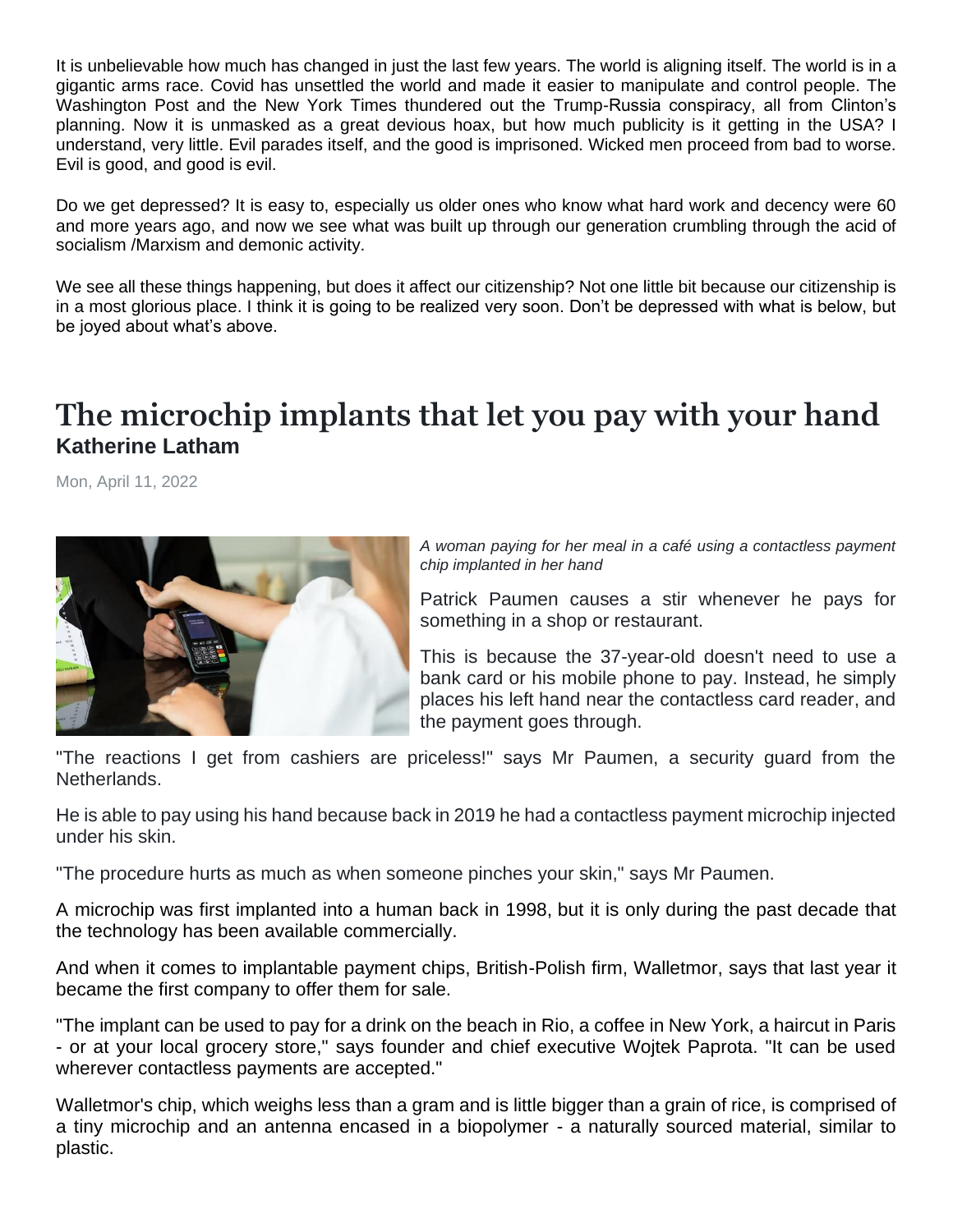It is unbelievable how much has changed in just the last few years. The world is aligning itself. The world is in a gigantic arms race. Covid has unsettled the world and made it easier to manipulate and control people. The Washington Post and the New York Times thundered out the Trump-Russia conspiracy, all from Clinton's planning. Now it is unmasked as a great devious hoax, but how much publicity is it getting in the USA? I understand, very little. Evil parades itself, and the good is imprisoned. Wicked men proceed from bad to worse. Evil is good, and good is evil.

Do we get depressed? It is easy to, especially us older ones who know what hard work and decency were 60 and more years ago, and now we see what was built up through our generation crumbling through the acid of socialism /Marxism and demonic activity.

We see all these things happening, but does it affect our citizenship? Not one little bit because our citizenship is in a most glorious place. I think it is going to be realized very soon. Don't be depressed with what is below, but be joyed about what's above.

# The microchip implants that let you pay with your hand

**Katherine Latham**

Mon, April 11, 2022

*A woman paying for her meal in a café using a contactless payment chip implanted in her hand*

Patrick Paumen causes a stir whenever he pays for something in a shop or restaurant.

This is because the 37-year-old doesn't need to use a bank card or his mobile phone to pay. Instead, he simply places his left hand near the contactless card reader, and the payment goes through.

"The reactions I get from cashiers are priceless!" says Mr Paumen, a security guard from the Netherlands.

He is able to pay using his hand because back in 2019 he had a contactless payment microchip injected under his skin.

"The procedure hurts as much as when someone pinches your skin," says Mr Paumen.

A microchip was first implanted into a human back in 1998, but it is only during the past decade that the technology has been available commercially.

And when it comes to implantable payment chips, British-Polish firm, Walletmor, says that last year it became the first company to offer them for sale.

"The implant can be used to pay for a drink on the beach in Rio, a coffee in New York, a haircut in Paris - or at your local grocery store," says founder and chief executive Wojtek Paprota. "It can be used wherever contactless payments are accepted."

Walletmor's chip, which weighs less than a gram and is little bigger than a grain of rice, is comprised of a tiny microchip and an antenna encased in a biopolymer - a naturally sourced material, similar to plastic.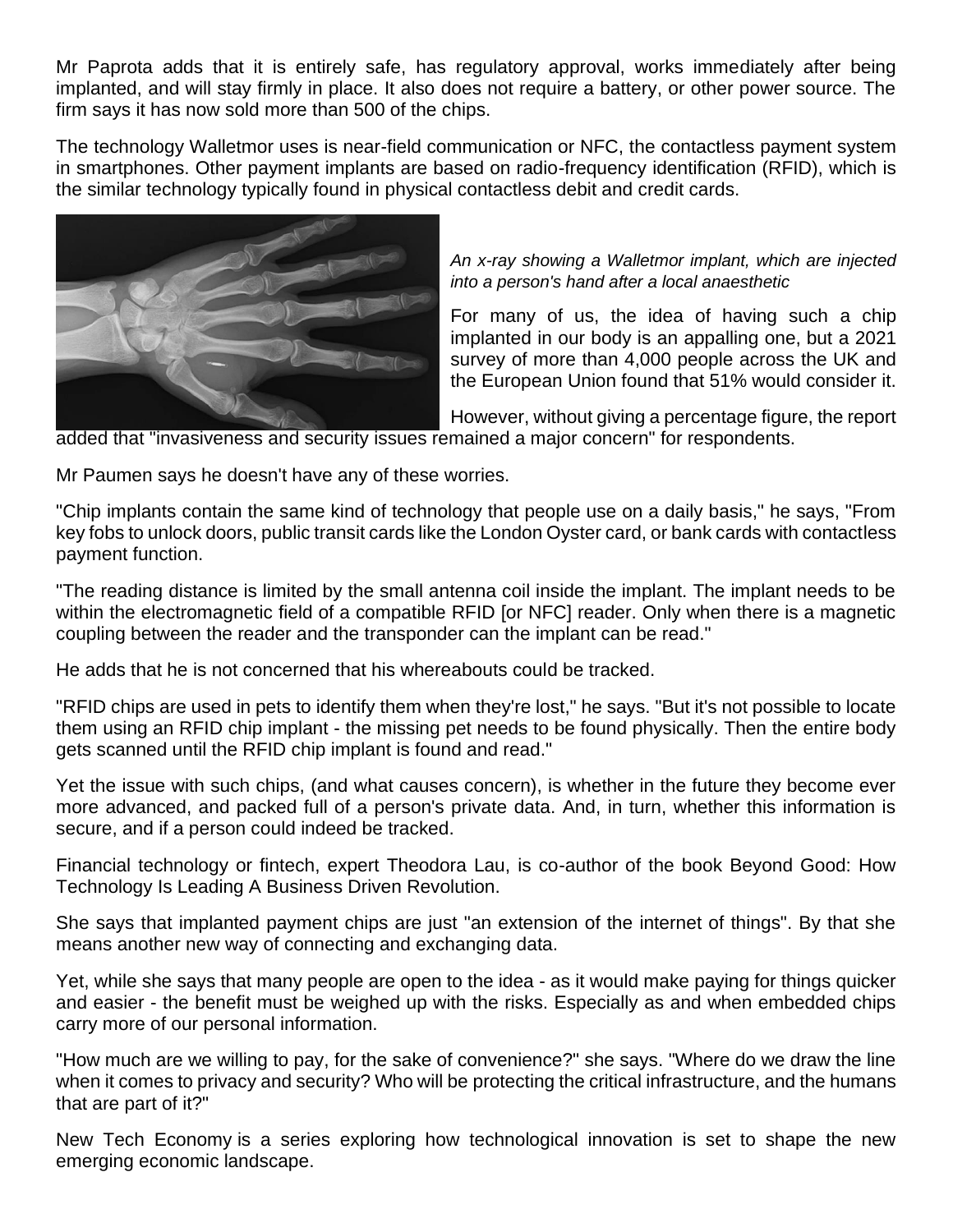Mr Paprota adds that it is entirely safe, has regulatory approval, works immediately after being implanted, and will stay firmly in place. It also does not require a battery, or other power source. The firm says it has now sold more than 500 of the chips.

The technology Walletmor uses is near-field communication or NFC, the contactless payment system in smartphones. Other payment implants are based on radio-frequency identification (RFID), which is the similar technology typically found in physical contactless debit and credit cards.

*An x-ray showing a Walletmor implant, which are injected into a person's hand after a local anaesthetic*

For many of us, the idea of having such a chip implanted in our body is an appalling one, but a 2021 survey of more than 4,000 people across the UK and the European Union found that 51% would consider it.

However, without giving a percentage figure, the report added that "invasiveness and security issues remained a major concern" for respondents.

Mr Paumen says he doesn't have any of these worries.

"Chip implants contain the same kind of technology that people use on a daily basis," he says, "From key fobs to unlock doors, public transit cards like the London Oyster card, or bank cards with contactless payment function.

"The reading distance is limited by the small antenna coil inside the implant. The implant needs to be within the electromagnetic field of a compatible RFID [or NFC] reader. Only when there is a magnetic coupling between the reader and the transponder can the implant can be read."

He adds that he is not concerned that his whereabouts could be tracked.

"RFID chips are used in pets to identify them when they're lost," he says. "But it's not possible to locate them using an RFID chip implant - the missing pet needs to be found physically. Then the entire body gets scanned until the RFID chip implant is found and read."

Yet the issue with such chips, (and what causes concern), is whether in the future they become ever more advanced, and packed full of a person's private data. And, in turn, whether this information is secure, and if a person could indeed be tracked.

Financial technology or fintech, expert Theodora Lau, is co-author of the book Beyond Good: How Technology Is Leading A Business Driven Revolution.

She says that implanted payment chips are just "an extension of the internet of things". By that she means another new way of connecting and exchanging data.

Yet, while she says that many people are open to the idea - as it would make paying for things quicker and easier - the benefit must be weighed up with the risks. Especially as and when embedded chips carry more of our personal information.

"How much are we willing to pay, for the sake of convenience?" she says. "Where do we draw the line when it comes to privacy and security? Who will be protecting the critical infrastructure, and the humans that are part of it?"

New Tech Economy is a series exploring how technological innovation is set to shape the new emerging economic landscape.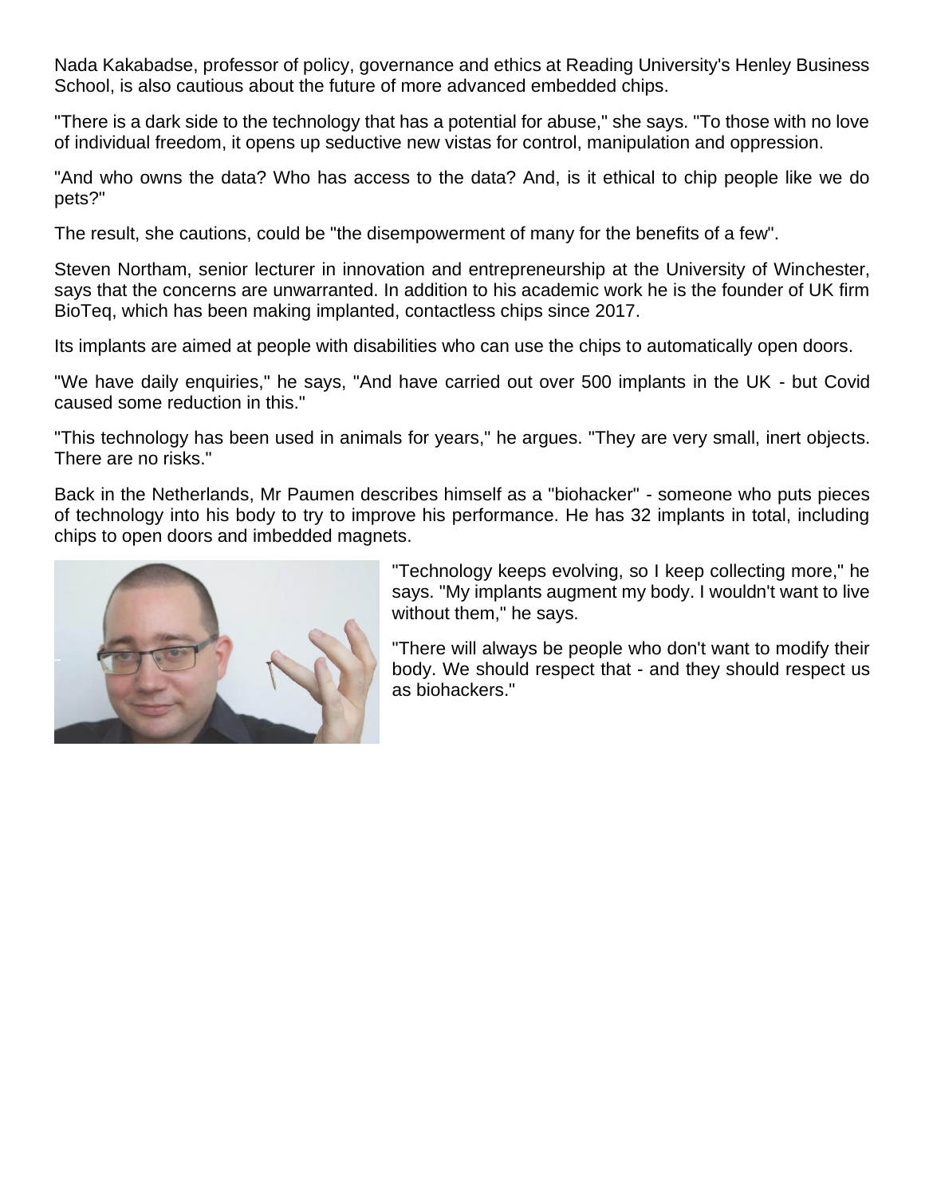Nada Kakabadse, professor of policy, governance and ethics at Reading University's Henley Business School, is also cautious about the future of more advanced embedded chips.

"There is a dark side to the technology that has a potential for abuse," she says. "To those with no love of individual freedom, it opens up seductive new vistas for control, manipulation and oppression.

"And who owns the data? Who has access to the data? And, is it ethical to chip people like we do pets?"

The result, she cautions, could be "the disempowerment of many for the benefits of a few".

Steven Northam, senior lecturer in innovation and entrepreneurship at the University of Winchester, says that the concerns are unwarranted. In addition to his academic work he is the founder of UK firm BioTeq, which has been making implanted, contactless chips since 2017.

Its implants are aimed at people with disabilities who can use the chips to automatically open doors.

"We have daily enquiries," he says, "And have carried out over 500 implants in the UK - but Covid caused some reduction in this."

"This technology has been used in animals for years," he argues. "They are very small, inert objects. There are no risks."

Back in the Netherlands, Mr Paumen describes himself as a "biohacker" - someone who puts pieces of technology into his body to try to improve his performance. He has 32 implants in total, including chips to open doors and imbedded magnets.

"Technology keeps evolving, so I keep collecting more," he says. "My implants augment my body. I wouldn't want to live without them," he says.

"There will always be people who don't want to modify their body. We should respect that - and they should respect us as biohackers."